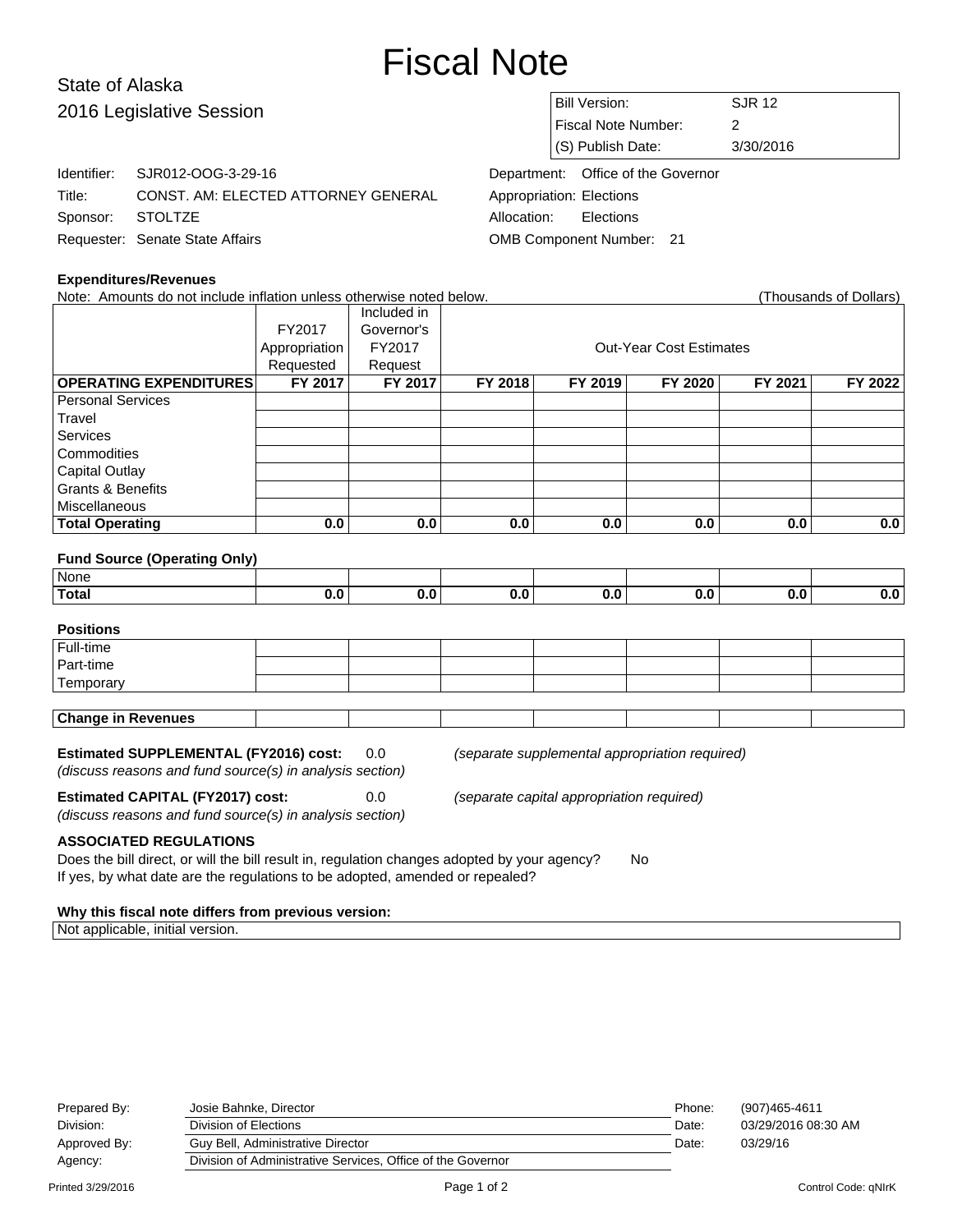# Fiscal Note

## State of Alaska
## 2016 Legislative Session

| | |
|---|---|
| Bill Version: | SJR 12 |
| Fiscal Note Number: | 2 |
| (S) Publish Date: | 3/30/2016 |

| | | | |
|---|---|---|---|
| Identifier: | SJR012-OOG-3-29-16 | Department: | Office of the Governor |
| Title: | CONST. AM: ELECTED ATTORNEY GENERAL | Appropriation: | Elections |
| Sponsor: | STOLTZE | Allocation: | Elections |
| Requester: | Senate State Affairs | OMB Component Number: | 21 |

### Expenditures/Revenues

Note: Amounts do not include inflation unless otherwise noted below. (Thousands of Dollars)

| | FY2017 Appropriation Requested | Included in Governor's FY2017 Request | Out-Year Cost Estimates | | | | |
|---|---|---|---|---|---|---|---|
| **OPERATING EXPENDITURES** | **FY 2017** | **FY 2017** | **FY 2018** | **FY 2019** | **FY 2020** | **FY 2021** | **FY 2022** |
| Personal Services | | | | | | | |
| Travel | | | | | | | |
| Services | | | | | | | |
| Commodities | | | | | | | |
| Capital Outlay | | | | | | | |
| Grants & Benefits | | | | | | | |
| Miscellaneous | | | | | | | |
| **Total Operating** | **0.0** | **0.0** | **0.0** | **0.0** | **0.0** | **0.0** | **0.0** |

**Fund Source (Operating Only)**

| | | | | | | | |
|---|---|---|---|---|---|---|---|
| None | | | | | | | |
| **Total** | **0.0** | **0.0** | **0.0** | **0.0** | **0.0** | **0.0** | **0.0** |

**Positions**

| | | | | | | | |
|---|---|---|---|---|---|---|---|
| Full-time | | | | | | | |
| Part-time | | | | | | | |
| Temporary | | | | | | | |

| | | | | | | | |
|---|---|---|---|---|---|---|---|
| **Change in Revenues** | | | | | | | |

**Estimated SUPPLEMENTAL (FY2016) cost:** 0.0 *(separate supplemental appropriation required)*
*(discuss reasons and fund source(s) in analysis section)*

**Estimated CAPITAL (FY2017) cost:** 0.0 *(separate capital appropriation required)*
*(discuss reasons and fund source(s) in analysis section)*

**ASSOCIATED REGULATIONS**

Does the bill direct, or will the bill result in, regulation changes adopted by your agency? No

If yes, by what date are the regulations to be adopted, amended or repealed?

**Why this fiscal note differs from previous version:**

Not applicable, initial version.

| | | | |
|---|---|---|---|
| Prepared By: | Josie Bahnke, Director | Phone: | (907)465-4611 |
| Division: | Division of Elections | Date: | 03/29/2016 08:30 AM |
| Approved By: | Guy Bell, Administrative Director | Date: | 03/29/16 |
| Agency: | Division of Administrative Services, Office of the Governor | | |

Printed 3/29/2016 Control Code: qNIrK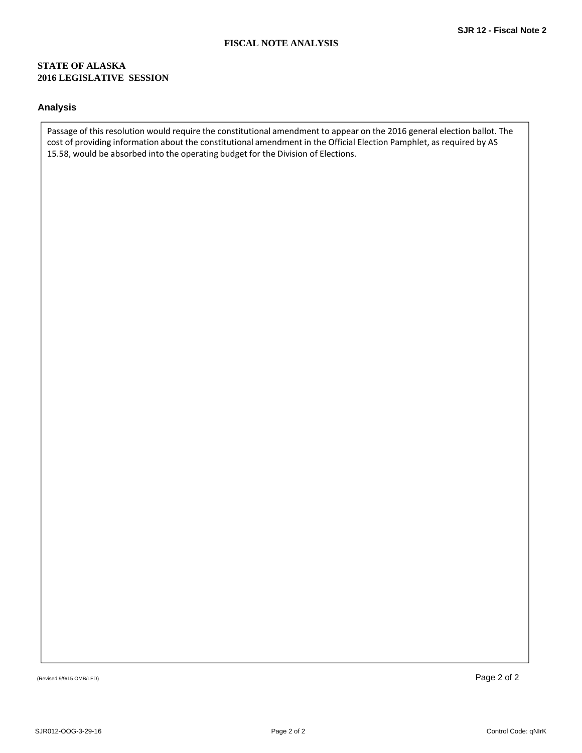# FISCAL NOTE ANALYSIS

**STATE OF ALASKA**
**2016 LEGISLATIVE SESSION**

## Analysis

Passage of this resolution would require the constitutional amendment to appear on the 2016 general election ballot. The cost of providing information about the constitutional amendment in the Official Election Pamphlet, as required by AS 15.58, would be absorbed into the operating budget for the Division of Elections.